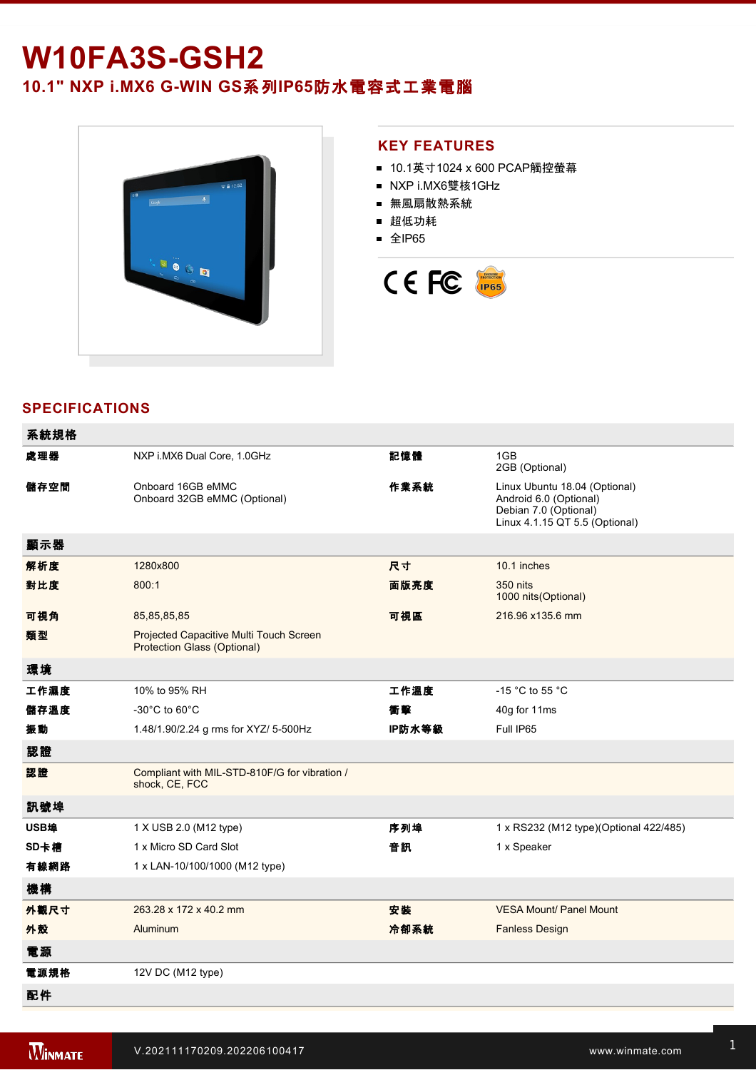# W10FA3S-GSH2

## 10.1" NXP i.MX6 G-WIN GS系列IP65防水電容式工業電腦

## KEY FEATURES

- 10.1英寸1024 x 600 PCAP觸控螢幕
- NXP i.MX6雙核1GHz
- 無風扇散熱系統
- 超低功耗
- 全IP65

## SPECIFICATIONS

| 系統規格 | | | |
|---|---|---|---|
| 處理器 | NXP i.MX6 Dual Core, 1.0GHz | 記憶體 | 1GB<br>2GB (Optional) |
| 儲存空間 | Onboard 16GB eMMC<br>Onboard 32GB eMMC (Optional) | 作業系統 | Linux Ubuntu 18.04 (Optional)<br>Android 6.0 (Optional)<br>Debian 7.0 (Optional)<br>Linux 4.1.15 QT 5.5 (Optional) |
| **顯示器** | | | |
| 解析度 | 1280x800 | 尺寸 | 10.1 inches |
| 對比度 | 800:1 | 面版亮度 | 350 nits<br>1000 nits(Optional) |
| 可視角 | 85,85,85,85 | 可視區 | 216.96 x135.6 mm |
| 類型 | Projected Capacitive Multi Touch Screen<br>Protection Glass (Optional) | | |
| **環境** | | | |
| 工作濕度 | 10% to 95% RH | 工作溫度 | -15 °C to 55 °C |
| 儲存溫度 | -30°C to 60°C | 衝擊 | 40g for 11ms |
| 振動 | 1.48/1.90/2.24 g rms for XYZ/ 5-500Hz | IP防水等級 | Full IP65 |
| **認證** | | | |
| 認證 | Compliant with MIL-STD-810F/G for vibration / shock, CE, FCC | | |
| **訊號埠** | | | |
| USB埠 | 1 X USB 2.0 (M12 type) | 序列埠 | 1 x RS232 (M12 type)(Optional 422/485) |
| SD卡槽 | 1 x Micro SD Card Slot | 音訊 | 1 x Speaker |
| 有線網路 | 1 x LAN-10/100/1000 (M12 type) | | |
| **機構** | | | |
| 外觀尺寸 | 263.28 x 172 x 40.2 mm | 安裝 | VESA Mount/ Panel Mount |
| 外殼 | Aluminum | 冷卻系統 | Fanless Design |
| **電源** | | | |
| 電源規格 | 12V DC (M12 type) | | |
| **配件** | | | |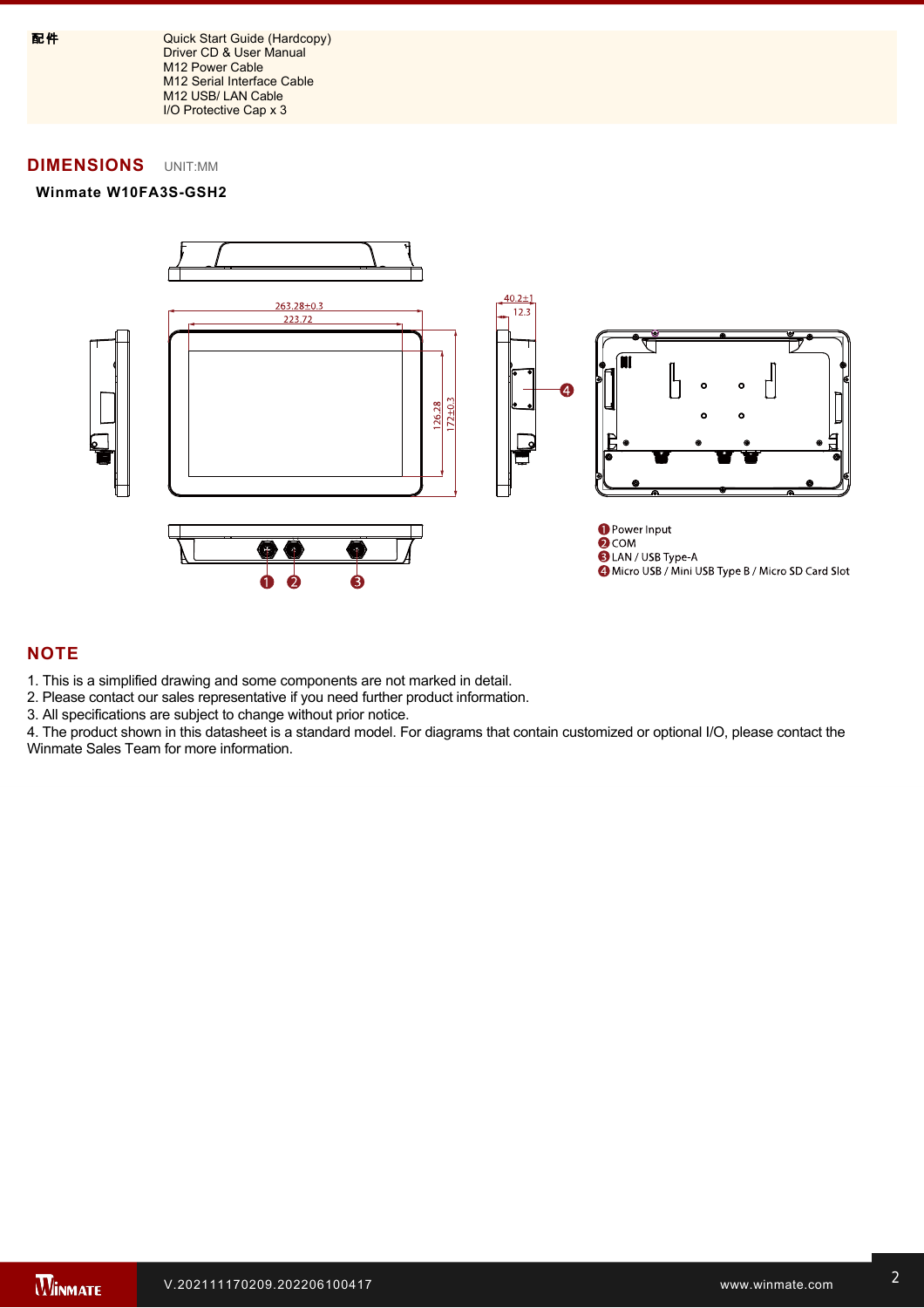| | |
|---|---|
| **配件** | Quick Start Guide (Hardcopy)<br>Driver CD & User Manual<br>M12 Power Cable<br>M12 Serial Interface Cable<br>M12 USB/ LAN Cable<br>I/O Protective Cap x 3 |

## DIMENSIONS UNIT:MM

**Winmate W10FA3S-GSH2**

263.28±0.3
223.72
126.28
172±0.3
40.2±1
12.3

❶ Power Input
❷ COM
❸ LAN / USB Type-A
❹ Micro USB / Mini USB Type B / Micro SD Card Slot

## NOTE

1. This is a simplified drawing and some components are not marked in detail.
2. Please contact our sales representative if you need further product information.
3. All specifications are subject to change without prior notice.
4. The product shown in this datasheet is a standard model. For diagrams that contain customized or optional I/O, please contact the Winmate Sales Team for more information.